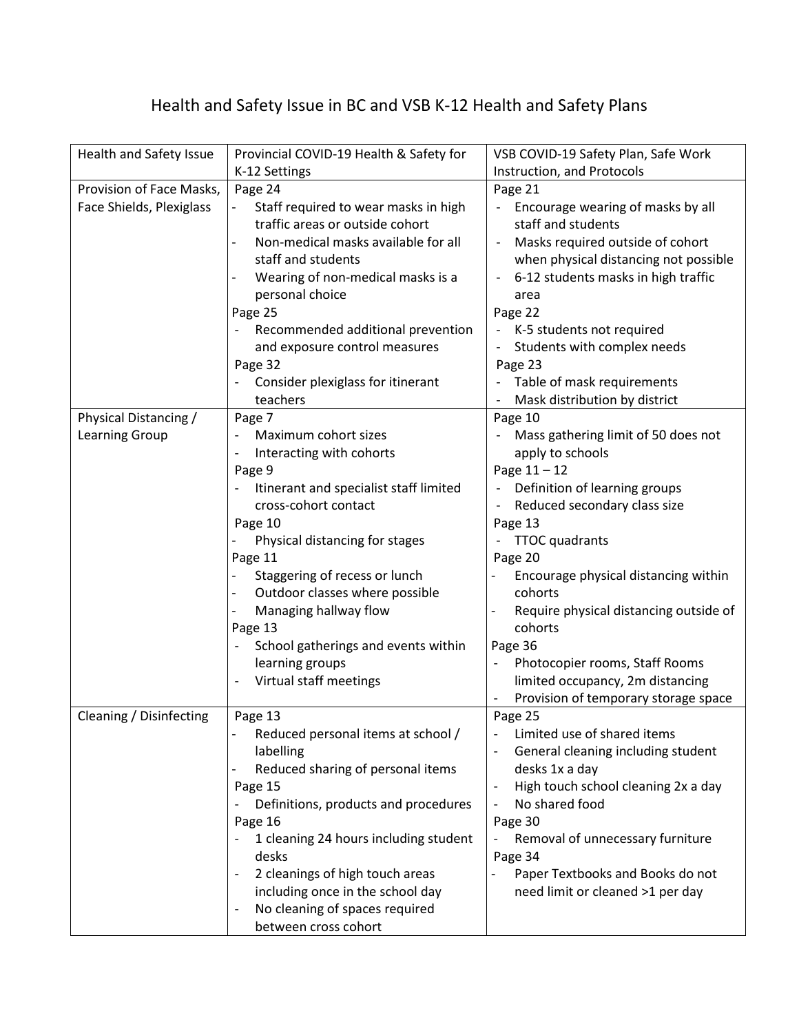# Health and Safety Issue in BC and VSB K-12 Health and Safety Plans

| Health and Safety Issue | Provincial COVID-19 Health & Safety for K-12 Settings | VSB COVID-19 Safety Plan, Safe Work Instruction, and Protocols |
|---|---|---|
| Provision of Face Masks, Face Shields, Plexiglass | Page 24<br>- Staff required to wear masks in high traffic areas or outside cohort<br>- Non-medical masks available for all staff and students<br>- Wearing of non-medical masks is a personal choice<br>Page 25<br>- Recommended additional prevention and exposure control measures<br>Page 32<br>- Consider plexiglass for itinerant teachers | Page 21<br>- Encourage wearing of masks by all staff and students<br>- Masks required outside of cohort when physical distancing not possible<br>- 6-12 students masks in high traffic area<br>Page 22<br>- K-5 students not required<br>- Students with complex needs<br>Page 23<br>- Table of mask requirements<br>- Mask distribution by district |
| Physical Distancing / Learning Group | Page 7<br>- Maximum cohort sizes<br>- Interacting with cohorts<br>Page 9<br>- Itinerant and specialist staff limited cross-cohort contact<br>Page 10<br>- Physical distancing for stages<br>Page 11<br>- Staggering of recess or lunch<br>- Outdoor classes where possible<br>- Managing hallway flow<br>Page 13<br>- School gatherings and events within learning groups<br>- Virtual staff meetings | Page 10<br>- Mass gathering limit of 50 does not apply to schools<br>Page 11 – 12<br>- Definition of learning groups<br>- Reduced secondary class size<br>Page 13<br>- TTOC quadrants<br>Page 20<br>- Encourage physical distancing within cohorts<br>- Require physical distancing outside of cohorts<br>Page 36<br>- Photocopier rooms, Staff Rooms limited occupancy, 2m distancing<br>- Provision of temporary storage space |
| Cleaning / Disinfecting | Page 13<br>- Reduced personal items at school / labelling<br>- Reduced sharing of personal items<br>Page 15<br>- Definitions, products and procedures<br>Page 16<br>- 1 cleaning 24 hours including student desks<br>- 2 cleanings of high touch areas including once in the school day<br>- No cleaning of spaces required between cross cohort | Page 25<br>- Limited use of shared items<br>- General cleaning including student desks 1x a day<br>- High touch school cleaning 2x a day<br>- No shared food<br>Page 30<br>- Removal of unnecessary furniture<br>Page 34<br>- Paper Textbooks and Books do not need limit or cleaned >1 per day |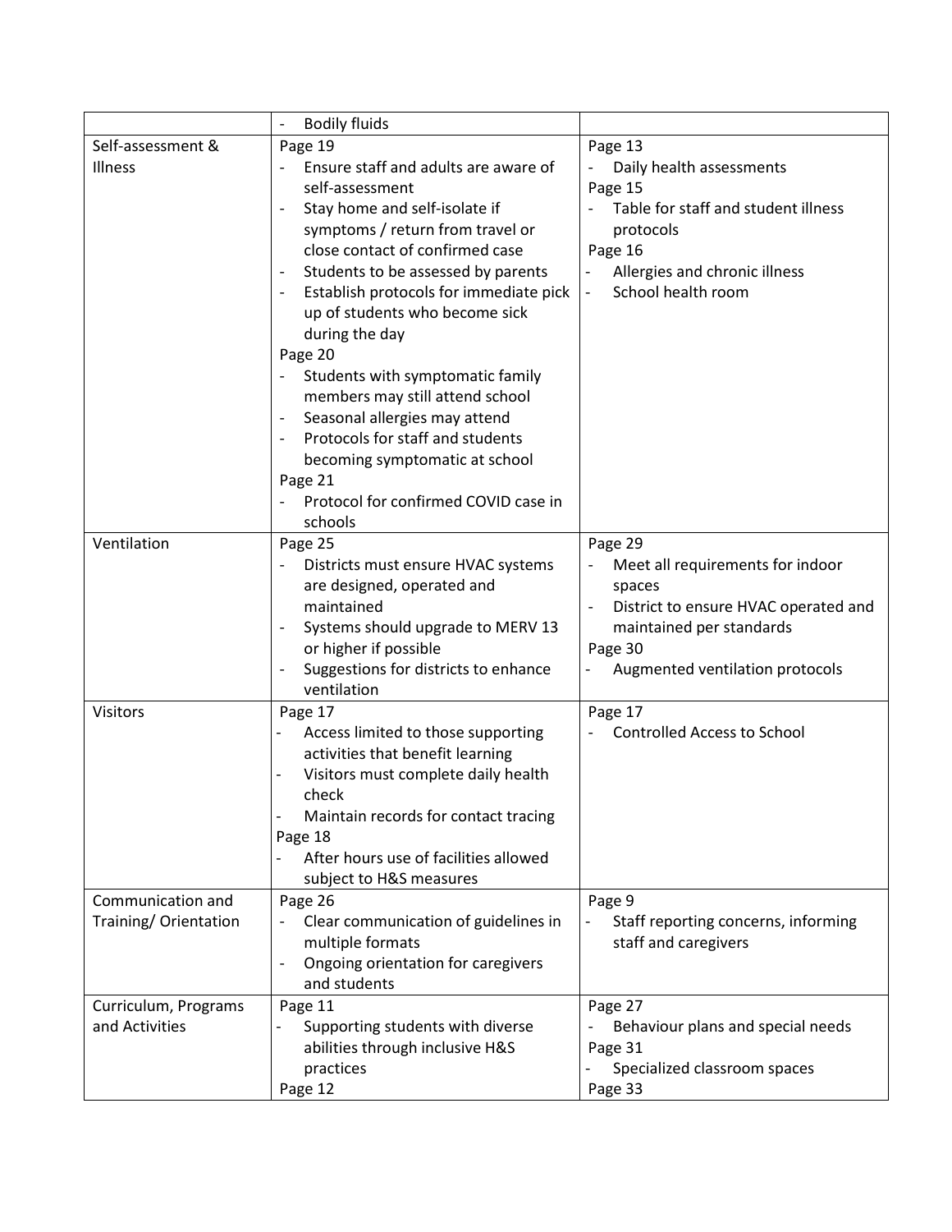| | | |
|---|---|---|
| | - Bodily fluids | |
| Self-assessment & Illness | Page 19<br>- Ensure staff and adults are aware of self-assessment<br>- Stay home and self-isolate if symptoms / return from travel or close contact of confirmed case<br>- Students to be assessed by parents<br>- Establish protocols for immediate pick up of students who become sick during the day<br>Page 20<br>- Students with symptomatic family members may still attend school<br>- Seasonal allergies may attend<br>- Protocols for staff and students becoming symptomatic at school<br>Page 21<br>- Protocol for confirmed COVID case in schools | Page 13<br>- Daily health assessments<br>Page 15<br>- Table for staff and student illness protocols<br>Page 16<br>- Allergies and chronic illness<br>- School health room |
| Ventilation | Page 25<br>- Districts must ensure HVAC systems are designed, operated and maintained<br>- Systems should upgrade to MERV 13 or higher if possible<br>- Suggestions for districts to enhance ventilation | Page 29<br>- Meet all requirements for indoor spaces<br>- District to ensure HVAC operated and maintained per standards<br>Page 30<br>- Augmented ventilation protocols |
| Visitors | Page 17<br>- Access limited to those supporting activities that benefit learning<br>- Visitors must complete daily health check<br>- Maintain records for contact tracing<br>Page 18<br>- After hours use of facilities allowed subject to H&S measures | Page 17<br>- Controlled Access to School |
| Communication and Training/ Orientation | Page 26<br>- Clear communication of guidelines in multiple formats<br>- Ongoing orientation for caregivers and students | Page 9<br>- Staff reporting concerns, informing staff and caregivers |
| Curriculum, Programs and Activities | Page 11<br>- Supporting students with diverse abilities through inclusive H&S practices<br>Page 12 | Page 27<br>- Behaviour plans and special needs<br>Page 31<br>- Specialized classroom spaces<br>Page 33 |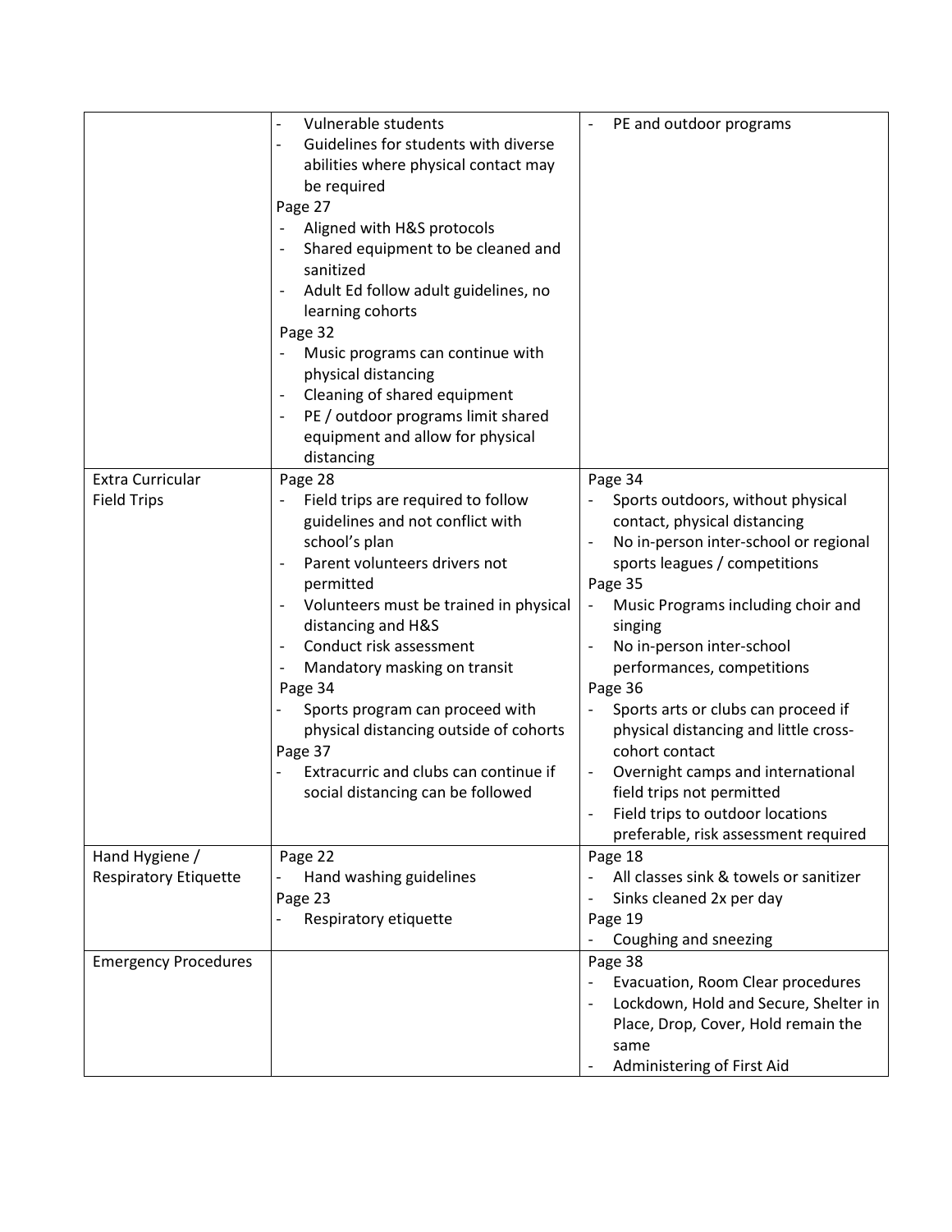| | | |
|---|---|---|
| | - Vulnerable students<br>- Guidelines for students with diverse abilities where physical contact may be required<br>Page 27<br>- Aligned with H&S protocols<br>- Shared equipment to be cleaned and sanitized<br>- Adult Ed follow adult guidelines, no learning cohorts<br>Page 32<br>- Music programs can continue with physical distancing<br>- Cleaning of shared equipment<br>- PE / outdoor programs limit shared equipment and allow for physical distancing | - PE and outdoor programs |
| Extra Curricular<br>Field Trips | Page 28<br>- Field trips are required to follow guidelines and not conflict with school's plan<br>- Parent volunteers drivers not permitted<br>- Volunteers must be trained in physical distancing and H&S<br>- Conduct risk assessment<br>- Mandatory masking on transit<br>Page 34<br>- Sports program can proceed with physical distancing outside of cohorts<br>Page 37<br>- Extracurric and clubs can continue if social distancing can be followed | Page 34<br>- Sports outdoors, without physical contact, physical distancing<br>- No in-person inter-school or regional sports leagues / competitions<br>Page 35<br>- Music Programs including choir and singing<br>- No in-person inter-school performances, competitions<br>Page 36<br>- Sports arts or clubs can proceed if physical distancing and little cross-cohort contact<br>- Overnight camps and international field trips not permitted<br>- Field trips to outdoor locations preferable, risk assessment required |
| Hand Hygiene /<br>Respiratory Etiquette | Page 22<br>- Hand washing guidelines<br>Page 23<br>- Respiratory etiquette | Page 18<br>- All classes sink & towels or sanitizer<br>- Sinks cleaned 2x per day<br>Page 19<br>- Coughing and sneezing |
| Emergency Procedures | | Page 38<br>- Evacuation, Room Clear procedures<br>- Lockdown, Hold and Secure, Shelter in Place, Drop, Cover, Hold remain the same<br>- Administering of First Aid |